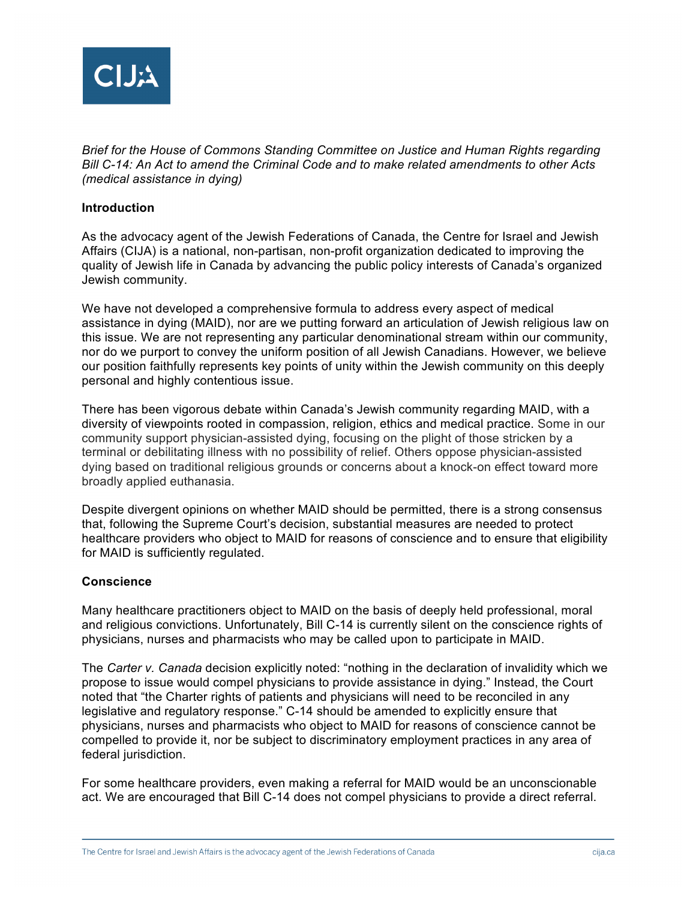*Brief for the House of Commons Standing Committee on Justice and Human Rights regarding Bill C-14: An Act to amend the Criminal Code and to make related amendments to other Acts (medical assistance in dying)*

**Introduction**

As the advocacy agent of the Jewish Federations of Canada, the Centre for Israel and Jewish Affairs (CIJA) is a national, non-partisan, non-profit organization dedicated to improving the quality of Jewish life in Canada by advancing the public policy interests of Canada's organized Jewish community.

We have not developed a comprehensive formula to address every aspect of medical assistance in dying (MAID), nor are we putting forward an articulation of Jewish religious law on this issue. We are not representing any particular denominational stream within our community, nor do we purport to convey the uniform position of all Jewish Canadians. However, we believe our position faithfully represents key points of unity within the Jewish community on this deeply personal and highly contentious issue.

There has been vigorous debate within Canada's Jewish community regarding MAID, with a diversity of viewpoints rooted in compassion, religion, ethics and medical practice. Some in our community support physician-assisted dying, focusing on the plight of those stricken by a terminal or debilitating illness with no possibility of relief. Others oppose physician-assisted dying based on traditional religious grounds or concerns about a knock-on effect toward more broadly applied euthanasia.

Despite divergent opinions on whether MAID should be permitted, there is a strong consensus that, following the Supreme Court's decision, substantial measures are needed to protect healthcare providers who object to MAID for reasons of conscience and to ensure that eligibility for MAID is sufficiently regulated.

**Conscience**

Many healthcare practitioners object to MAID on the basis of deeply held professional, moral and religious convictions. Unfortunately, Bill C-14 is currently silent on the conscience rights of physicians, nurses and pharmacists who may be called upon to participate in MAID.

The *Carter v. Canada* decision explicitly noted: "nothing in the declaration of invalidity which we propose to issue would compel physicians to provide assistance in dying." Instead, the Court noted that "the Charter rights of patients and physicians will need to be reconciled in any legislative and regulatory response." C-14 should be amended to explicitly ensure that physicians, nurses and pharmacists who object to MAID for reasons of conscience cannot be compelled to provide it, nor be subject to discriminatory employment practices in any area of federal jurisdiction.

For some healthcare providers, even making a referral for MAID would be an unconscionable act. We are encouraged that Bill C-14 does not compel physicians to provide a direct referral.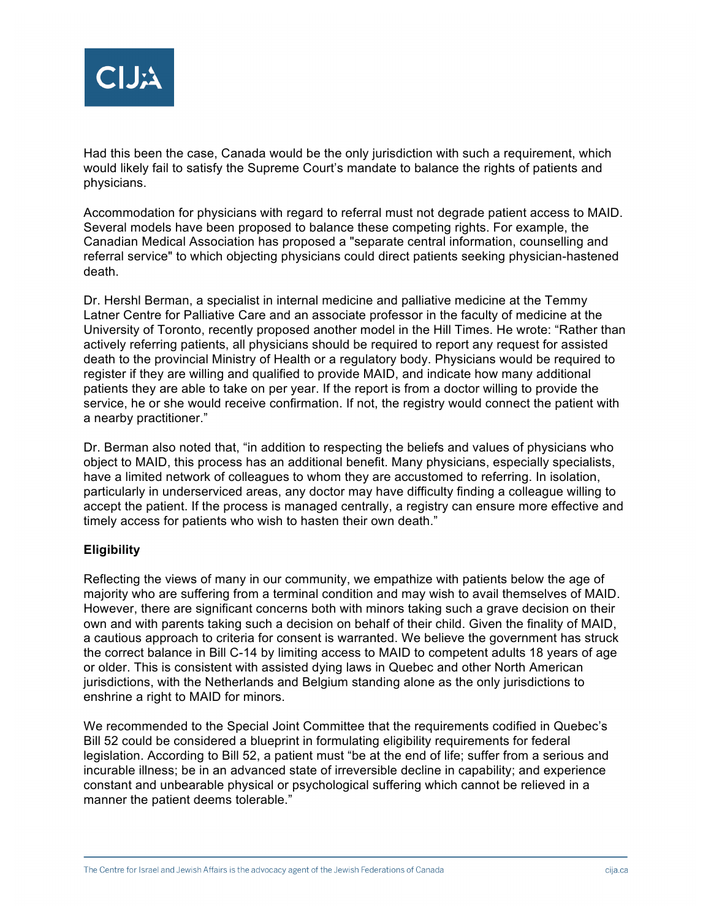Had this been the case, Canada would be the only jurisdiction with such a requirement, which would likely fail to satisfy the Supreme Court's mandate to balance the rights of patients and physicians.

Accommodation for physicians with regard to referral must not degrade patient access to MAID. Several models have been proposed to balance these competing rights. For example, the Canadian Medical Association has proposed a "separate central information, counselling and referral service" to which objecting physicians could direct patients seeking physician-hastened death.

Dr. Hershl Berman, a specialist in internal medicine and palliative medicine at the Temmy Latner Centre for Palliative Care and an associate professor in the faculty of medicine at the University of Toronto, recently proposed another model in the Hill Times. He wrote: "Rather than actively referring patients, all physicians should be required to report any request for assisted death to the provincial Ministry of Health or a regulatory body. Physicians would be required to register if they are willing and qualified to provide MAID, and indicate how many additional patients they are able to take on per year. If the report is from a doctor willing to provide the service, he or she would receive confirmation. If not, the registry would connect the patient with a nearby practitioner."

Dr. Berman also noted that, "in addition to respecting the beliefs and values of physicians who object to MAID, this process has an additional benefit. Many physicians, especially specialists, have a limited network of colleagues to whom they are accustomed to referring. In isolation, particularly in underserviced areas, any doctor may have difficulty finding a colleague willing to accept the patient. If the process is managed centrally, a registry can ensure more effective and timely access for patients who wish to hasten their own death."

**Eligibility**

Reflecting the views of many in our community, we empathize with patients below the age of majority who are suffering from a terminal condition and may wish to avail themselves of MAID. However, there are significant concerns both with minors taking such a grave decision on their own and with parents taking such a decision on behalf of their child. Given the finality of MAID, a cautious approach to criteria for consent is warranted. We believe the government has struck the correct balance in Bill C-14 by limiting access to MAID to competent adults 18 years of age or older. This is consistent with assisted dying laws in Quebec and other North American jurisdictions, with the Netherlands and Belgium standing alone as the only jurisdictions to enshrine a right to MAID for minors.

We recommended to the Special Joint Committee that the requirements codified in Quebec's Bill 52 could be considered a blueprint in formulating eligibility requirements for federal legislation. According to Bill 52, a patient must "be at the end of life; suffer from a serious and incurable illness; be in an advanced state of irreversible decline in capability; and experience constant and unbearable physical or psychological suffering which cannot be relieved in a manner the patient deems tolerable."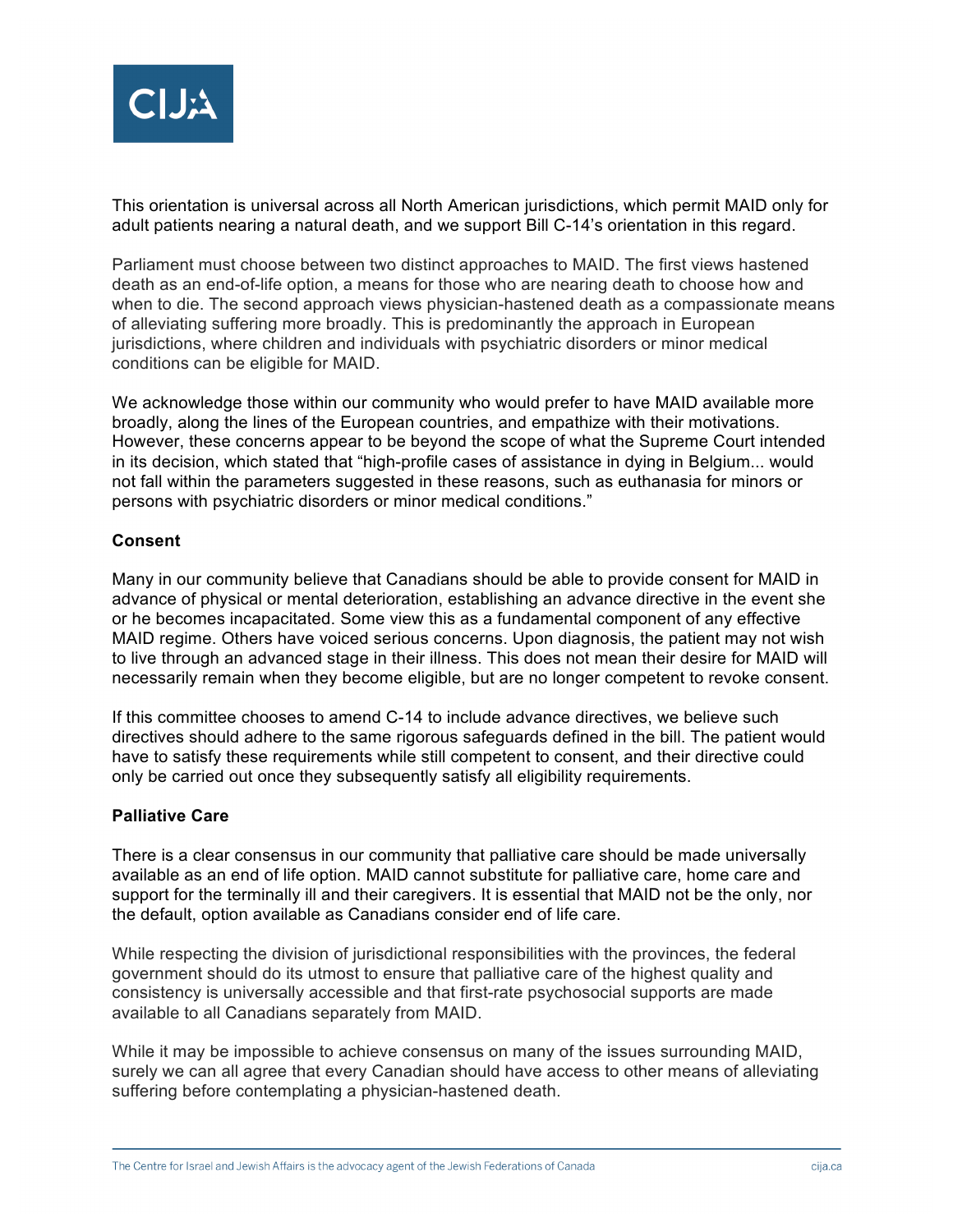This orientation is universal across all North American jurisdictions, which permit MAID only for adult patients nearing a natural death, and we support Bill C-14's orientation in this regard.

Parliament must choose between two distinct approaches to MAID. The first views hastened death as an end-of-life option, a means for those who are nearing death to choose how and when to die. The second approach views physician-hastened death as a compassionate means of alleviating suffering more broadly. This is predominantly the approach in European jurisdictions, where children and individuals with psychiatric disorders or minor medical conditions can be eligible for MAID.

We acknowledge those within our community who would prefer to have MAID available more broadly, along the lines of the European countries, and empathize with their motivations. However, these concerns appear to be beyond the scope of what the Supreme Court intended in its decision, which stated that "high-profile cases of assistance in dying in Belgium... would not fall within the parameters suggested in these reasons, such as euthanasia for minors or persons with psychiatric disorders or minor medical conditions."

**Consent**

Many in our community believe that Canadians should be able to provide consent for MAID in advance of physical or mental deterioration, establishing an advance directive in the event she or he becomes incapacitated. Some view this as a fundamental component of any effective MAID regime. Others have voiced serious concerns. Upon diagnosis, the patient may not wish to live through an advanced stage in their illness. This does not mean their desire for MAID will necessarily remain when they become eligible, but are no longer competent to revoke consent.

If this committee chooses to amend C-14 to include advance directives, we believe such directives should adhere to the same rigorous safeguards defined in the bill. The patient would have to satisfy these requirements while still competent to consent, and their directive could only be carried out once they subsequently satisfy all eligibility requirements.

**Palliative Care**

There is a clear consensus in our community that palliative care should be made universally available as an end of life option. MAID cannot substitute for palliative care, home care and support for the terminally ill and their caregivers. It is essential that MAID not be the only, nor the default, option available as Canadians consider end of life care.

While respecting the division of jurisdictional responsibilities with the provinces, the federal government should do its utmost to ensure that palliative care of the highest quality and consistency is universally accessible and that first-rate psychosocial supports are made available to all Canadians separately from MAID.

While it may be impossible to achieve consensus on many of the issues surrounding MAID, surely we can all agree that every Canadian should have access to other means of alleviating suffering before contemplating a physician-hastened death.